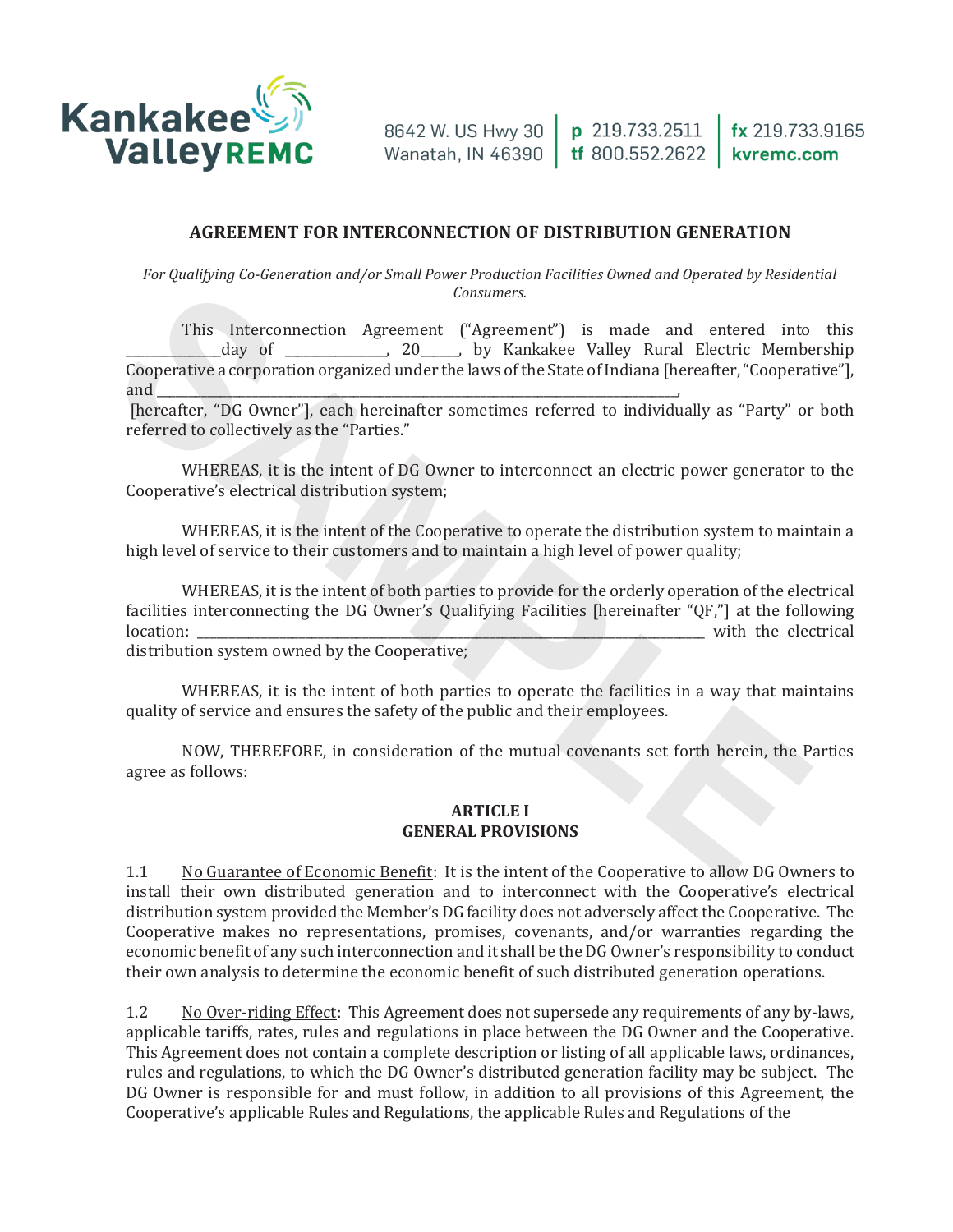Kankakee Valley REMC

8642 W. US Hwy 30
Wanatah, IN 46390

p 219.733.2511
tf 800.552.2622

fx 219.733.9165
kvremc.com

# AGREEMENT FOR INTERCONNECTION OF DISTRIBUTION GENERATION

*For Qualifying Co-Generation and/or Small Power Production Facilities Owned and Operated by Residential Consumers.*

This Interconnection Agreement ("Agreement") is made and entered into this ____________day of ____________, 20_____, by Kankakee Valley Rural Electric Membership Cooperative a corporation organized under the laws of the State of Indiana [hereafter, "Cooperative"], and ______________________________________________________________________________,
[hereafter, "DG Owner"], each hereinafter sometimes referred to individually as "Party" or both referred to collectively as the "Parties."

WHEREAS, it is the intent of DG Owner to interconnect an electric power generator to the Cooperative's electrical distribution system;

WHEREAS, it is the intent of the Cooperative to operate the distribution system to maintain a high level of service to their customers and to maintain a high level of power quality;

WHEREAS, it is the intent of both parties to provide for the orderly operation of the electrical facilities interconnecting the DG Owner's Qualifying Facilities [hereinafter "QF,"] at the following location: ______________________________________________________________________________ with the electrical distribution system owned by the Cooperative;

WHEREAS, it is the intent of both parties to operate the facilities in a way that maintains quality of service and ensures the safety of the public and their employees.

NOW, THEREFORE, in consideration of the mutual covenants set forth herein, the Parties agree as follows:

## ARTICLE I
## GENERAL PROVISIONS

1.1 No Guarantee of Economic Benefit: It is the intent of the Cooperative to allow DG Owners to install their own distributed generation and to interconnect with the Cooperative's electrical distribution system provided the Member's DG facility does not adversely affect the Cooperative. The Cooperative makes no representations, promises, covenants, and/or warranties regarding the economic benefit of any such interconnection and it shall be the DG Owner's responsibility to conduct their own analysis to determine the economic benefit of such distributed generation operations.

1.2 No Over-riding Effect: This Agreement does not supersede any requirements of any by-laws, applicable tariffs, rates, rules and regulations in place between the DG Owner and the Cooperative. This Agreement does not contain a complete description or listing of all applicable laws, ordinances, rules and regulations, to which the DG Owner's distributed generation facility may be subject. The DG Owner is responsible for and must follow, in addition to all provisions of this Agreement, the Cooperative's applicable Rules and Regulations, the applicable Rules and Regulations of the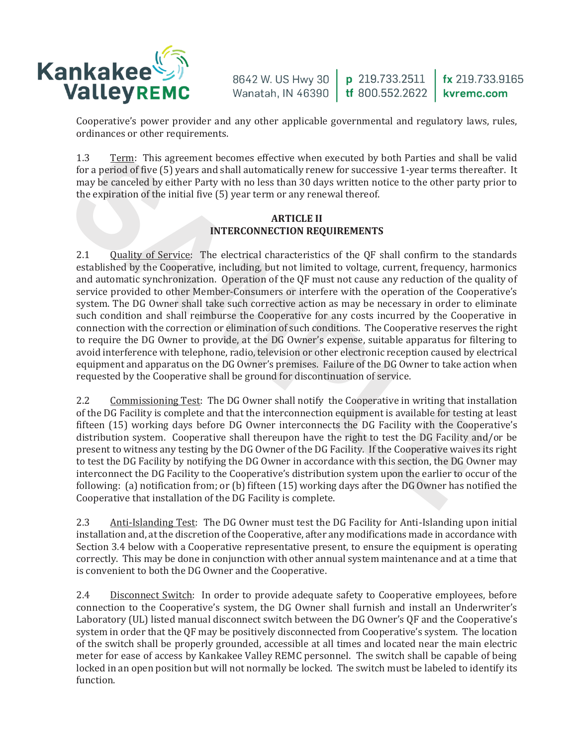Cooperative's power provider and any other applicable governmental and regulatory laws, rules, ordinances or other requirements.

1.3 Term: This agreement becomes effective when executed by both Parties and shall be valid for a period of five (5) years and shall automatically renew for successive 1-year terms thereafter. It may be canceled by either Party with no less than 30 days written notice to the other party prior to the expiration of the initial five (5) year term or any renewal thereof.

**ARTICLE II**
**INTERCONNECTION REQUIREMENTS**

2.1 Quality of Service: The electrical characteristics of the QF shall confirm to the standards established by the Cooperative, including, but not limited to voltage, current, frequency, harmonics and automatic synchronization. Operation of the QF must not cause any reduction of the quality of service provided to other Member-Consumers or interfere with the operation of the Cooperative's system. The DG Owner shall take such corrective action as may be necessary in order to eliminate such condition and shall reimburse the Cooperative for any costs incurred by the Cooperative in connection with the correction or elimination of such conditions. The Cooperative reserves the right to require the DG Owner to provide, at the DG Owner's expense, suitable apparatus for filtering to avoid interference with telephone, radio, television or other electronic reception caused by electrical equipment and apparatus on the DG Owner's premises. Failure of the DG Owner to take action when requested by the Cooperative shall be ground for discontinuation of service.

2.2 Commissioning Test: The DG Owner shall notify the Cooperative in writing that installation of the DG Facility is complete and that the interconnection equipment is available for testing at least fifteen (15) working days before DG Owner interconnects the DG Facility with the Cooperative's distribution system. Cooperative shall thereupon have the right to test the DG Facility and/or be present to witness any testing by the DG Owner of the DG Facility. If the Cooperative waives its right to test the DG Facility by notifying the DG Owner in accordance with this section, the DG Owner may interconnect the DG Facility to the Cooperative's distribution system upon the earlier to occur of the following: (a) notification from; or (b) fifteen (15) working days after the DG Owner has notified the Cooperative that installation of the DG Facility is complete.

2.3 Anti-Islanding Test: The DG Owner must test the DG Facility for Anti-Islanding upon initial installation and, at the discretion of the Cooperative, after any modifications made in accordance with Section 3.4 below with a Cooperative representative present, to ensure the equipment is operating correctly. This may be done in conjunction with other annual system maintenance and at a time that is convenient to both the DG Owner and the Cooperative.

2.4 Disconnect Switch: In order to provide adequate safety to Cooperative employees, before connection to the Cooperative's system, the DG Owner shall furnish and install an Underwriter's Laboratory (UL) listed manual disconnect switch between the DG Owner's QF and the Cooperative's system in order that the QF may be positively disconnected from Cooperative's system. The location of the switch shall be properly grounded, accessible at all times and located near the main electric meter for ease of access by Kankakee Valley REMC personnel. The switch shall be capable of being locked in an open position but will not normally be locked. The switch must be labeled to identify its function.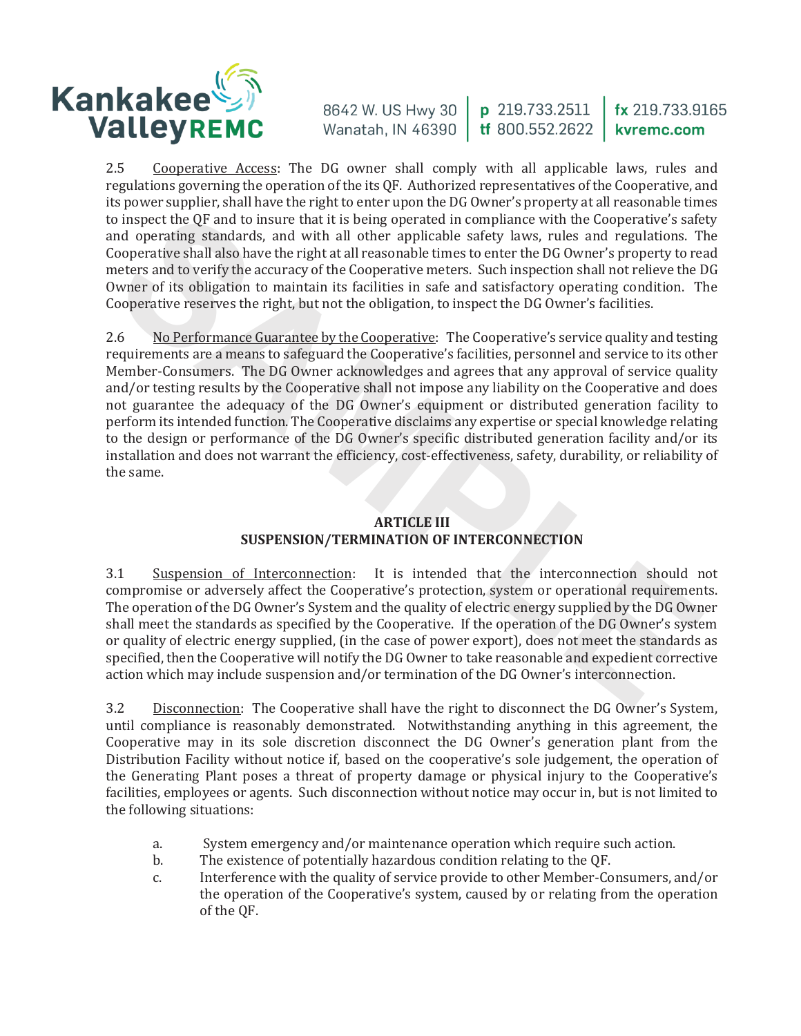2.5 Cooperative Access: The DG owner shall comply with all applicable laws, rules and regulations governing the operation of the its QF. Authorized representatives of the Cooperative, and its power supplier, shall have the right to enter upon the DG Owner's property at all reasonable times to inspect the QF and to insure that it is being operated in compliance with the Cooperative's safety and operating standards, and with all other applicable safety laws, rules and regulations. The Cooperative shall also have the right at all reasonable times to enter the DG Owner's property to read meters and to verify the accuracy of the Cooperative meters. Such inspection shall not relieve the DG Owner of its obligation to maintain its facilities in safe and satisfactory operating condition. The Cooperative reserves the right, but not the obligation, to inspect the DG Owner's facilities.

2.6 No Performance Guarantee by the Cooperative: The Cooperative's service quality and testing requirements are a means to safeguard the Cooperative's facilities, personnel and service to its other Member-Consumers. The DG Owner acknowledges and agrees that any approval of service quality and/or testing results by the Cooperative shall not impose any liability on the Cooperative and does not guarantee the adequacy of the DG Owner's equipment or distributed generation facility to perform its intended function. The Cooperative disclaims any expertise or special knowledge relating to the design or performance of the DG Owner's specific distributed generation facility and/or its installation and does not warrant the efficiency, cost-effectiveness, safety, durability, or reliability of the same.

## ARTICLE III
## SUSPENSION/TERMINATION OF INTERCONNECTION

3.1 Suspension of Interconnection: It is intended that the interconnection should not compromise or adversely affect the Cooperative's protection, system or operational requirements. The operation of the DG Owner's System and the quality of electric energy supplied by the DG Owner shall meet the standards as specified by the Cooperative. If the operation of the DG Owner's system or quality of electric energy supplied, (in the case of power export), does not meet the standards as specified, then the Cooperative will notify the DG Owner to take reasonable and expedient corrective action which may include suspension and/or termination of the DG Owner's interconnection.

3.2 Disconnection: The Cooperative shall have the right to disconnect the DG Owner's System, until compliance is reasonably demonstrated. Notwithstanding anything in this agreement, the Cooperative may in its sole discretion disconnect the DG Owner's generation plant from the Distribution Facility without notice if, based on the cooperative's sole judgement, the operation of the Generating Plant poses a threat of property damage or physical injury to the Cooperative's facilities, employees or agents. Such disconnection without notice may occur in, but is not limited to the following situations:

a. System emergency and/or maintenance operation which require such action.
b. The existence of potentially hazardous condition relating to the QF.
c. Interference with the quality of service provide to other Member-Consumers, and/or the operation of the Cooperative's system, caused by or relating from the operation of the QF.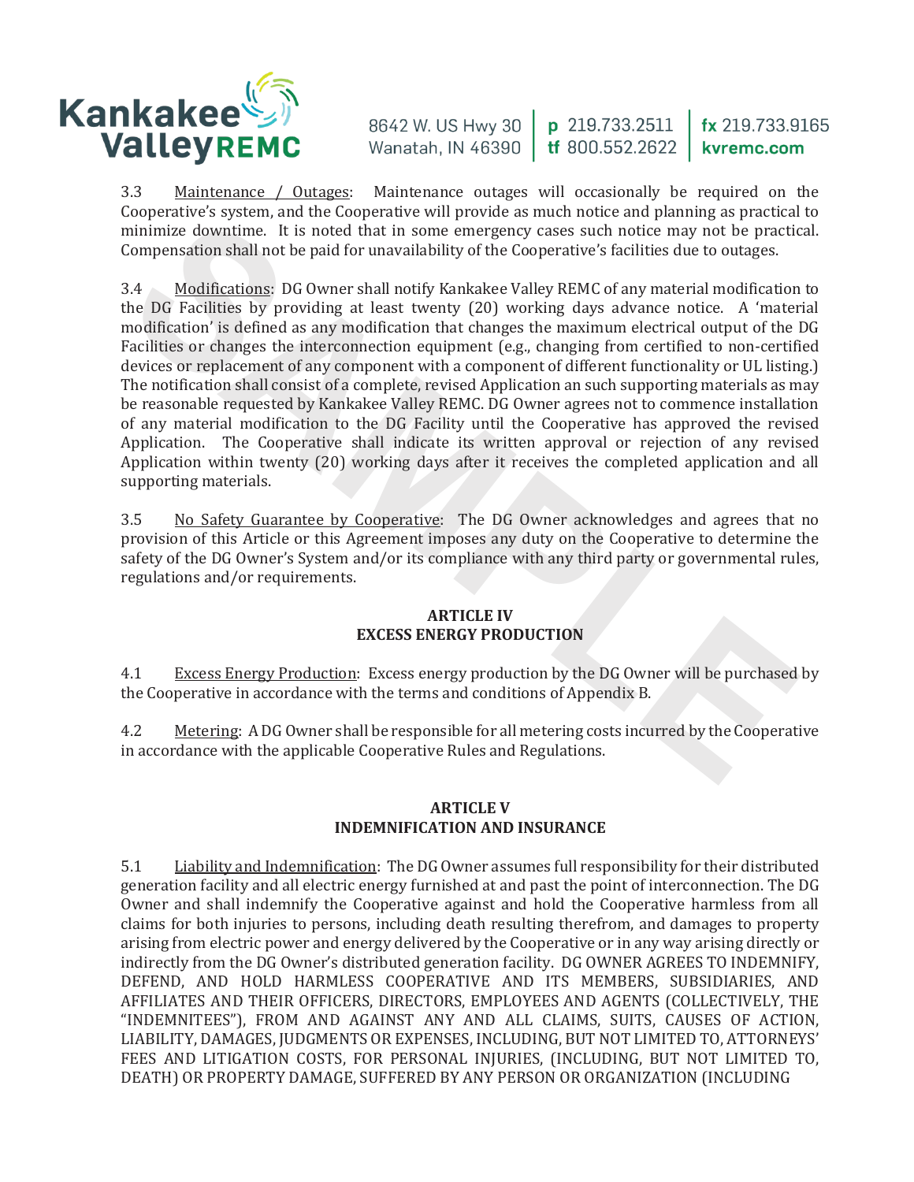3.3 Maintenance / Outages: Maintenance outages will occasionally be required on the Cooperative's system, and the Cooperative will provide as much notice and planning as practical to minimize downtime. It is noted that in some emergency cases such notice may not be practical. Compensation shall not be paid for unavailability of the Cooperative's facilities due to outages.

3.4 Modifications: DG Owner shall notify Kankakee Valley REMC of any material modification to the DG Facilities by providing at least twenty (20) working days advance notice. A 'material modification' is defined as any modification that changes the maximum electrical output of the DG Facilities or changes the interconnection equipment (e.g., changing from certified to non-certified devices or replacement of any component with a component of different functionality or UL listing.) The notification shall consist of a complete, revised Application an such supporting materials as may be reasonable requested by Kankakee Valley REMC. DG Owner agrees not to commence installation of any material modification to the DG Facility until the Cooperative has approved the revised Application. The Cooperative shall indicate its written approval or rejection of any revised Application within twenty (20) working days after it receives the completed application and all supporting materials.

3.5 No Safety Guarantee by Cooperative: The DG Owner acknowledges and agrees that no provision of this Article or this Agreement imposes any duty on the Cooperative to determine the safety of the DG Owner's System and/or its compliance with any third party or governmental rules, regulations and/or requirements.

## ARTICLE IV
## EXCESS ENERGY PRODUCTION

4.1 Excess Energy Production: Excess energy production by the DG Owner will be purchased by the Cooperative in accordance with the terms and conditions of Appendix B.

4.2 Metering: A DG Owner shall be responsible for all metering costs incurred by the Cooperative in accordance with the applicable Cooperative Rules and Regulations.

## ARTICLE V
## INDEMNIFICATION AND INSURANCE

5.1 Liability and Indemnification: The DG Owner assumes full responsibility for their distributed generation facility and all electric energy furnished at and past the point of interconnection. The DG Owner and shall indemnify the Cooperative against and hold the Cooperative harmless from all claims for both injuries to persons, including death resulting therefrom, and damages to property arising from electric power and energy delivered by the Cooperative or in any way arising directly or indirectly from the DG Owner's distributed generation facility. DG OWNER AGREES TO INDEMNIFY, DEFEND, AND HOLD HARMLESS COOPERATIVE AND ITS MEMBERS, SUBSIDIARIES, AND AFFILIATES AND THEIR OFFICERS, DIRECTORS, EMPLOYEES AND AGENTS (COLLECTIVELY, THE "INDEMNITEES"), FROM AND AGAINST ANY AND ALL CLAIMS, SUITS, CAUSES OF ACTION, LIABILITY, DAMAGES, JUDGMENTS OR EXPENSES, INCLUDING, BUT NOT LIMITED TO, ATTORNEYS' FEES AND LITIGATION COSTS, FOR PERSONAL INJURIES, (INCLUDING, BUT NOT LIMITED TO, DEATH) OR PROPERTY DAMAGE, SUFFERED BY ANY PERSON OR ORGANIZATION (INCLUDING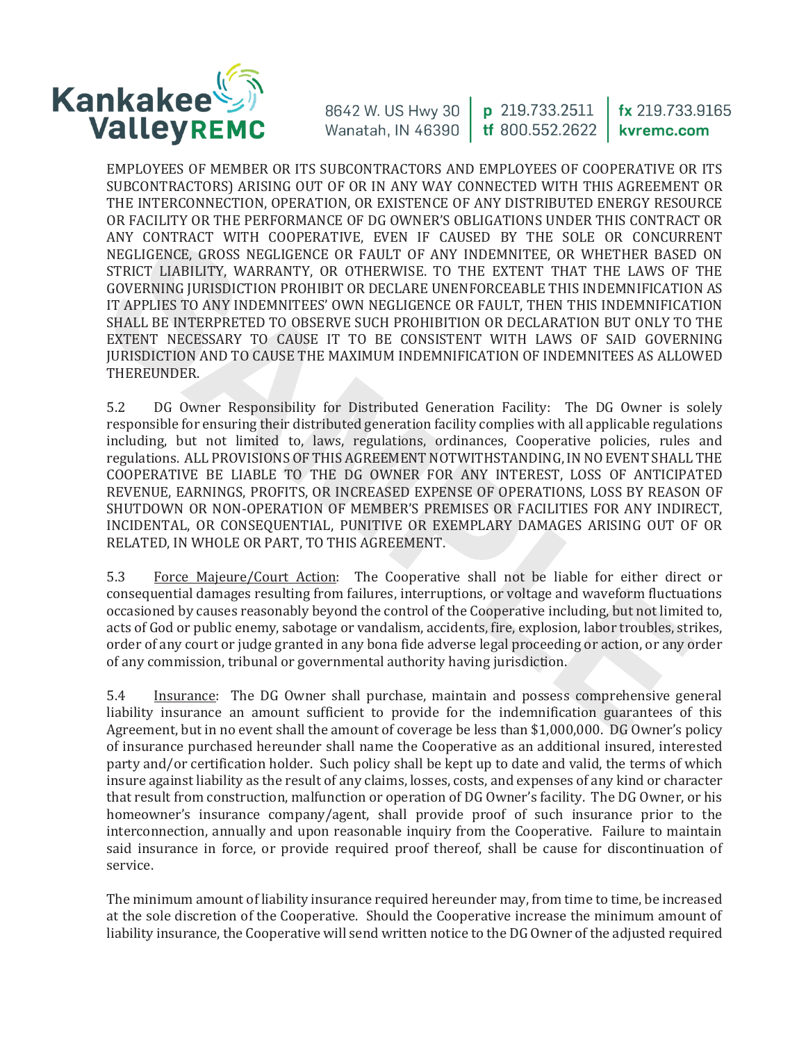EMPLOYEES OF MEMBER OR ITS SUBCONTRACTORS AND EMPLOYEES OF COOPERATIVE OR ITS SUBCONTRACTORS) ARISING OUT OF OR IN ANY WAY CONNECTED WITH THIS AGREEMENT OR THE INTERCONNECTION, OPERATION, OR EXISTENCE OF ANY DISTRIBUTED ENERGY RESOURCE OR FACILITY OR THE PERFORMANCE OF DG OWNER'S OBLIGATIONS UNDER THIS CONTRACT OR ANY CONTRACT WITH COOPERATIVE, EVEN IF CAUSED BY THE SOLE OR CONCURRENT NEGLIGENCE, GROSS NEGLIGENCE OR FAULT OF ANY INDEMNITEE, OR WHETHER BASED ON STRICT LIABILITY, WARRANTY, OR OTHERWISE. TO THE EXTENT THAT THE LAWS OF THE GOVERNING JURISDICTION PROHIBIT OR DECLARE UNENFORCEABLE THIS INDEMNIFICATION AS IT APPLIES TO ANY INDEMNITEES' OWN NEGLIGENCE OR FAULT, THEN THIS INDEMNIFICATION SHALL BE INTERPRETED TO OBSERVE SUCH PROHIBITION OR DECLARATION BUT ONLY TO THE EXTENT NECESSARY TO CAUSE IT TO BE CONSISTENT WITH LAWS OF SAID GOVERNING JURISDICTION AND TO CAUSE THE MAXIMUM INDEMNIFICATION OF INDEMNITEES AS ALLOWED THEREUNDER.

5.2 DG Owner Responsibility for Distributed Generation Facility: The DG Owner is solely responsible for ensuring their distributed generation facility complies with all applicable regulations including, but not limited to, laws, regulations, ordinances, Cooperative policies, rules and regulations. ALL PROVISIONS OF THIS AGREEMENT NOTWITHSTANDING, IN NO EVENT SHALL THE COOPERATIVE BE LIABLE TO THE DG OWNER FOR ANY INTEREST, LOSS OF ANTICIPATED REVENUE, EARNINGS, PROFITS, OR INCREASED EXPENSE OF OPERATIONS, LOSS BY REASON OF SHUTDOWN OR NON-OPERATION OF MEMBER'S PREMISES OR FACILITIES FOR ANY INDIRECT, INCIDENTAL, OR CONSEQUENTIAL, PUNITIVE OR EXEMPLARY DAMAGES ARISING OUT OF OR RELATED, IN WHOLE OR PART, TO THIS AGREEMENT.

5.3 Force Majeure/Court Action: The Cooperative shall not be liable for either direct or consequential damages resulting from failures, interruptions, or voltage and waveform fluctuations occasioned by causes reasonably beyond the control of the Cooperative including, but not limited to, acts of God or public enemy, sabotage or vandalism, accidents, fire, explosion, labor troubles, strikes, order of any court or judge granted in any bona fide adverse legal proceeding or action, or any order of any commission, tribunal or governmental authority having jurisdiction.

5.4 Insurance: The DG Owner shall purchase, maintain and possess comprehensive general liability insurance an amount sufficient to provide for the indemnification guarantees of this Agreement, but in no event shall the amount of coverage be less than $1,000,000. DG Owner's policy of insurance purchased hereunder shall name the Cooperative as an additional insured, interested party and/or certification holder. Such policy shall be kept up to date and valid, the terms of which insure against liability as the result of any claims, losses, costs, and expenses of any kind or character that result from construction, malfunction or operation of DG Owner's facility. The DG Owner, or his homeowner's insurance company/agent, shall provide proof of such insurance prior to the interconnection, annually and upon reasonable inquiry from the Cooperative. Failure to maintain said insurance in force, or provide required proof thereof, shall be cause for discontinuation of service.

The minimum amount of liability insurance required hereunder may, from time to time, be increased at the sole discretion of the Cooperative. Should the Cooperative increase the minimum amount of liability insurance, the Cooperative will send written notice to the DG Owner of the adjusted required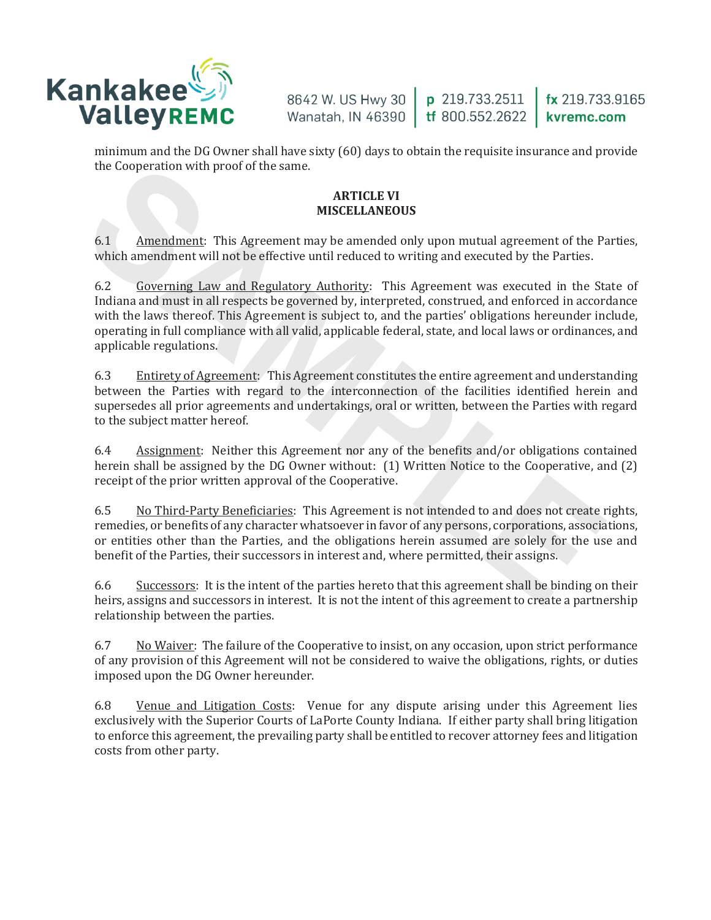minimum and the DG Owner shall have sixty (60) days to obtain the requisite insurance and provide the Cooperation with proof of the same.

**ARTICLE VI**
**MISCELLANEOUS**

6.1 Amendment: This Agreement may be amended only upon mutual agreement of the Parties, which amendment will not be effective until reduced to writing and executed by the Parties.

6.2 Governing Law and Regulatory Authority: This Agreement was executed in the State of Indiana and must in all respects be governed by, interpreted, construed, and enforced in accordance with the laws thereof. This Agreement is subject to, and the parties' obligations hereunder include, operating in full compliance with all valid, applicable federal, state, and local laws or ordinances, and applicable regulations.

6.3 Entirety of Agreement: This Agreement constitutes the entire agreement and understanding between the Parties with regard to the interconnection of the facilities identified herein and supersedes all prior agreements and undertakings, oral or written, between the Parties with regard to the subject matter hereof.

6.4 Assignment: Neither this Agreement nor any of the benefits and/or obligations contained herein shall be assigned by the DG Owner without: (1) Written Notice to the Cooperative, and (2) receipt of the prior written approval of the Cooperative.

6.5 No Third-Party Beneficiaries: This Agreement is not intended to and does not create rights, remedies, or benefits of any character whatsoever in favor of any persons, corporations, associations, or entities other than the Parties, and the obligations herein assumed are solely for the use and benefit of the Parties, their successors in interest and, where permitted, their assigns.

6.6 Successors: It is the intent of the parties hereto that this agreement shall be binding on their heirs, assigns and successors in interest. It is not the intent of this agreement to create a partnership relationship between the parties.

6.7 No Waiver: The failure of the Cooperative to insist, on any occasion, upon strict performance of any provision of this Agreement will not be considered to waive the obligations, rights, or duties imposed upon the DG Owner hereunder.

6.8 Venue and Litigation Costs: Venue for any dispute arising under this Agreement lies exclusively with the Superior Courts of LaPorte County Indiana. If either party shall bring litigation to enforce this agreement, the prevailing party shall be entitled to recover attorney fees and litigation costs from other party.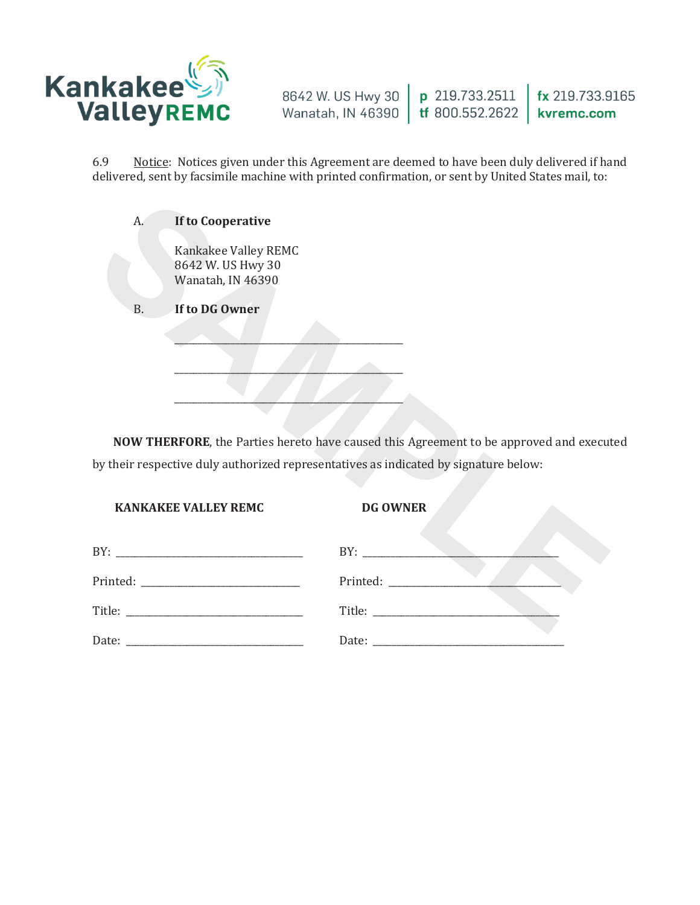6.9 Notice: Notices given under this Agreement are deemed to have been duly delivered if hand delivered, sent by facsimile machine with printed confirmation, or sent by United States mail, to:

A. **If to Cooperative**

Kankakee Valley REMC
8642 W. US Hwy 30
Wanatah, IN 46390

B. **If to DG Owner**

\_\_\_\_\_\_\_\_\_\_\_\_\_\_\_\_\_\_\_\_\_\_\_\_\_\_\_\_\_\_\_\_\_\_\_\_\_\_\_\_

\_\_\_\_\_\_\_\_\_\_\_\_\_\_\_\_\_\_\_\_\_\_\_\_\_\_\_\_\_\_\_\_\_\_\_\_\_\_\_\_

\_\_\_\_\_\_\_\_\_\_\_\_\_\_\_\_\_\_\_\_\_\_\_\_\_\_\_\_\_\_\_\_\_\_\_\_\_\_\_\_

**NOW THERFORE**, the Parties hereto have caused this Agreement to be approved and executed by their respective duly authorized representatives as indicated by signature below:

| **KANKAKEE VALLEY REMC** | **DG OWNER** |
|---|---|
| BY: \_\_\_\_\_\_\_\_\_\_\_\_\_\_\_\_\_\_\_\_\_\_\_\_\_\_\_\_ | BY: \_\_\_\_\_\_\_\_\_\_\_\_\_\_\_\_\_\_\_\_\_\_\_\_\_\_\_\_ |
| Printed: \_\_\_\_\_\_\_\_\_\_\_\_\_\_\_\_\_\_\_\_\_\_\_\_ | Printed: \_\_\_\_\_\_\_\_\_\_\_\_\_\_\_\_\_\_\_\_\_\_\_\_ |
| Title: \_\_\_\_\_\_\_\_\_\_\_\_\_\_\_\_\_\_\_\_\_\_\_\_\_\_ | Title: \_\_\_\_\_\_\_\_\_\_\_\_\_\_\_\_\_\_\_\_\_\_\_\_\_\_ |
| Date: \_\_\_\_\_\_\_\_\_\_\_\_\_\_\_\_\_\_\_\_\_\_\_\_\_\_ | Date: \_\_\_\_\_\_\_\_\_\_\_\_\_\_\_\_\_\_\_\_\_\_\_\_\_\_ |